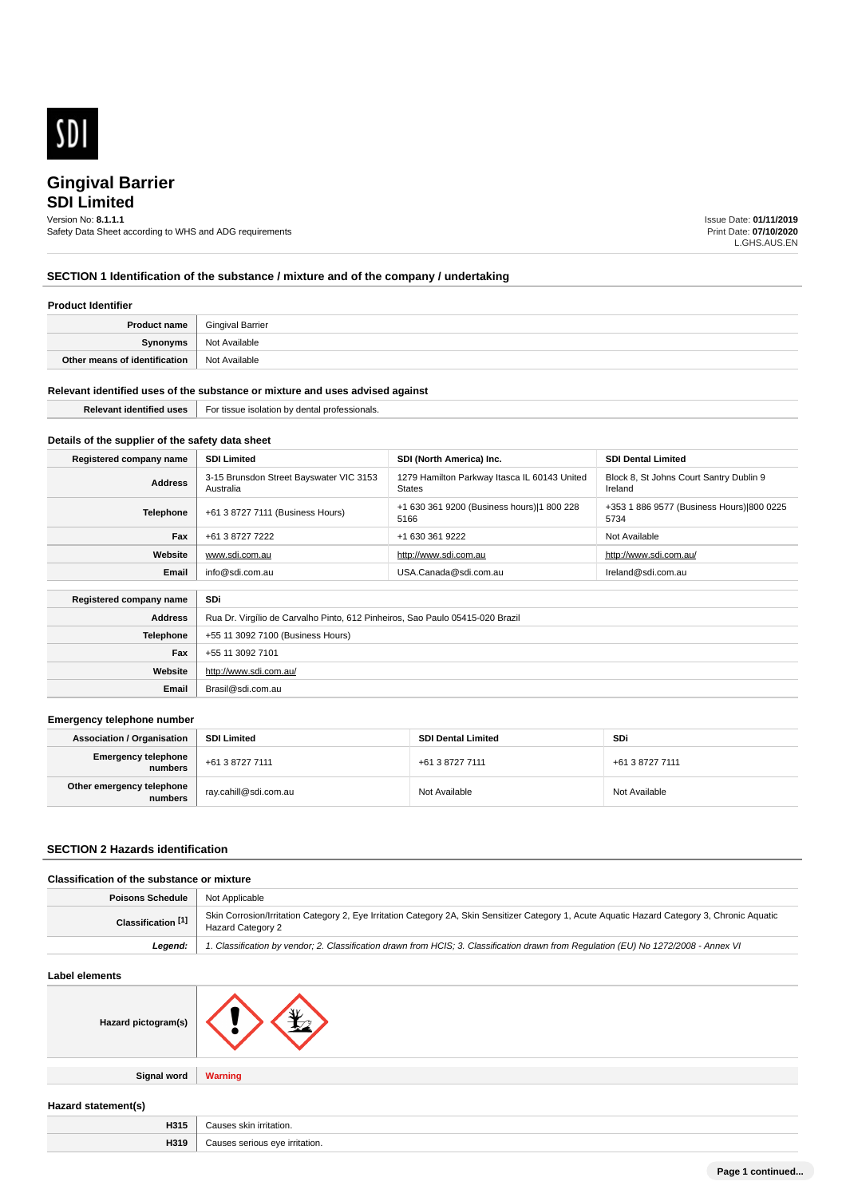SDI

# Gingival Barrier
## SDI Limited

Version No: **8.1.1.1**
Safety Data Sheet according to WHS and ADG requirements

Issue Date: **01/11/2019**
Print Date: **07/10/2020**
L.GHS.AUS.EN

## SECTION 1 Identification of the substance / mixture and of the company / undertaking

### Product Identifier

| | |
|---|---|
| **Product name** | Gingival Barrier |
| **Synonyms** | Not Available |
| **Other means of identification** | Not Available |

### Relevant identified uses of the substance or mixture and uses advised against

| | |
|---|---|
| **Relevant identified uses** | For tissue isolation by dental professionals. |

### Details of the supplier of the safety data sheet

| **Registered company name** | **SDI Limited** | **SDI (North America) Inc.** | **SDI Dental Limited** |
|---|---|---|---|
| **Address** | 3-15 Brunsdon Street Bayswater VIC 3153 Australia | 1279 Hamilton Parkway Itasca IL 60143 United States | Block 8, St Johns Court Santry Dublin 9 Ireland |
| **Telephone** | +61 3 8727 7111 (Business Hours) | +1 630 361 9200 (Business hours)\|1 800 228 5166 | +353 1 886 9577 (Business Hours)\|800 0225 5734 |
| **Fax** | +61 3 8727 7222 | +1 630 361 9222 | Not Available |
| **Website** | www.sdi.com.au | http://www.sdi.com.au | http://www.sdi.com.au/ |
| **Email** | info@sdi.com.au | USA.Canada@sdi.com.au | Ireland@sdi.com.au |

| **Registered company name** | **SDi** |
|---|---|
| **Address** | Rua Dr. Virgílio de Carvalho Pinto, 612 Pinheiros, Sao Paulo 05415-020 Brazil |
| **Telephone** | +55 11 3092 7100 (Business Hours) |
| **Fax** | +55 11 3092 7101 |
| **Website** | http://www.sdi.com.au/ |
| **Email** | Brasil@sdi.com.au |

### Emergency telephone number

| **Association / Organisation** | **SDI Limited** | **SDI Dental Limited** | **SDi** |
|---|---|---|---|
| **Emergency telephone numbers** | +61 3 8727 7111 | +61 3 8727 7111 | +61 3 8727 7111 |
| **Other emergency telephone numbers** | ray.cahill@sdi.com.au | Not Available | Not Available |

## SECTION 2 Hazards identification

### Classification of the substance or mixture

| | |
|---|---|
| **Poisons Schedule** | Not Applicable |
| **Classification [1]** | Skin Corrosion/Irritation Category 2, Eye Irritation Category 2A, Skin Sensitizer Category 1, Acute Aquatic Hazard Category 3, Chronic Aquatic Hazard Category 2 |
| ***Legend:*** | *1. Classification by vendor; 2. Classification drawn from HCIS; 3. Classification drawn from Regulation (EU) No 1272/2008 - Annex VI* |

### Label elements

| | |
|---|---|
| **Hazard pictogram(s)** | |
| **Signal word** | **Warning** |

### Hazard statement(s)

| | |
|---|---|
| **H315** | Causes skin irritation. |
| **H319** | Causes serious eye irritation. |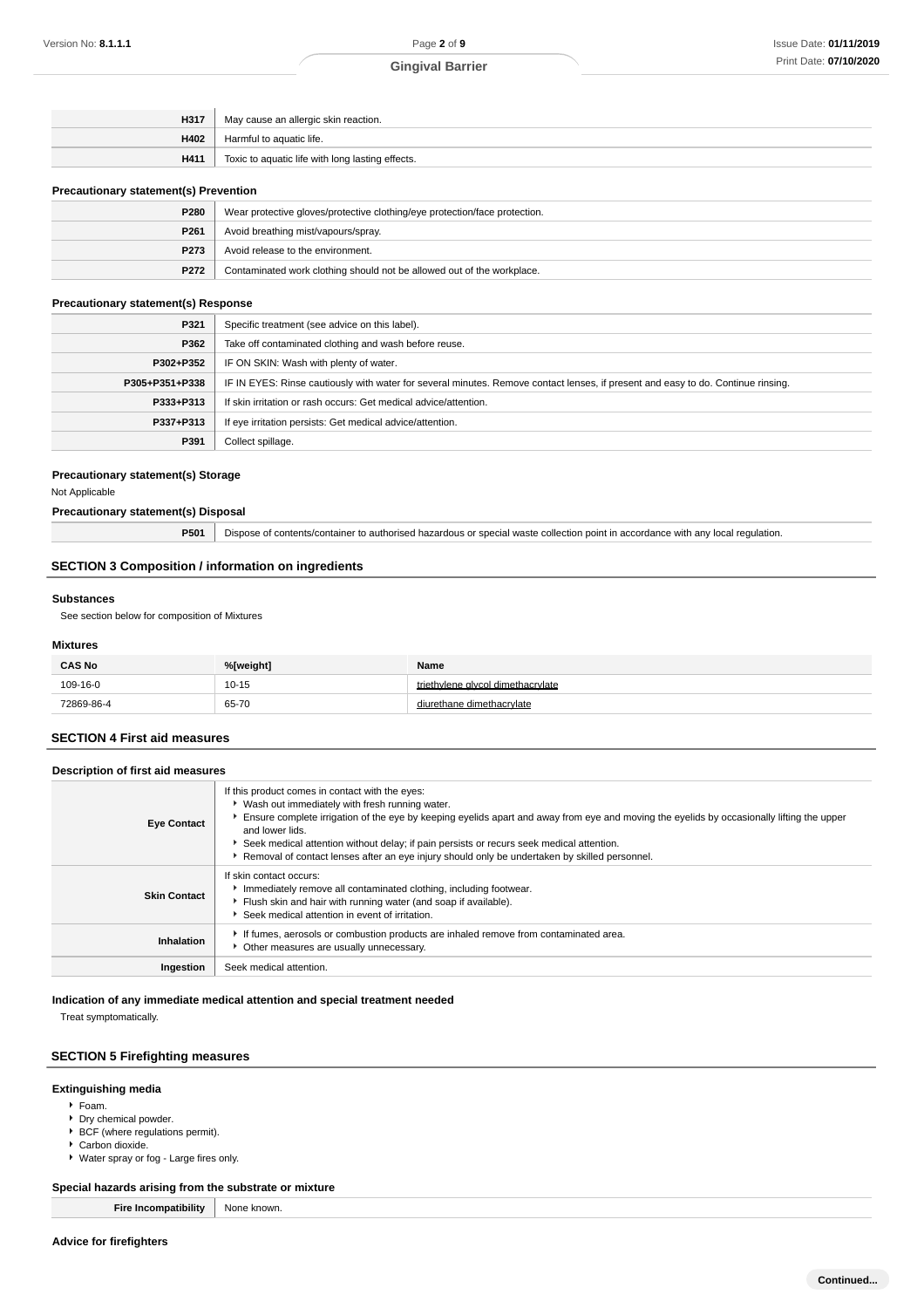| | |
|---|---|
| **H317** | May cause an allergic skin reaction. |
| **H402** | Harmful to aquatic life. |
| **H411** | Toxic to aquatic life with long lasting effects. |

### Precautionary statement(s) Prevention

| | |
|---|---|
| **P280** | Wear protective gloves/protective clothing/eye protection/face protection. |
| **P261** | Avoid breathing mist/vapours/spray. |
| **P273** | Avoid release to the environment. |
| **P272** | Contaminated work clothing should not be allowed out of the workplace. |

### Precautionary statement(s) Response

| | |
|---|---|
| **P321** | Specific treatment (see advice on this label). |
| **P362** | Take off contaminated clothing and wash before reuse. |
| **P302+P352** | IF ON SKIN: Wash with plenty of water. |
| **P305+P351+P338** | IF IN EYES: Rinse cautiously with water for several minutes. Remove contact lenses, if present and easy to do. Continue rinsing. |
| **P333+P313** | If skin irritation or rash occurs: Get medical advice/attention. |
| **P337+P313** | If eye irritation persists: Get medical advice/attention. |
| **P391** | Collect spillage. |

### Precautionary statement(s) Storage

Not Applicable

### Precautionary statement(s) Disposal

| | |
|---|---|
| **P501** | Dispose of contents/container to authorised hazardous or special waste collection point in accordance with any local regulation. |

## SECTION 3 Composition / information on ingredients

### Substances

See section below for composition of Mixtures

### Mixtures

| CAS No | %[weight] | Name |
|---|---|---|
| 109-16-0 | 10-15 | triethylene glycol dimethacrylate |
| 72869-86-4 | 65-70 | diurethane dimethacrylate |

## SECTION 4 First aid measures

### Description of first aid measures

| | |
|---|---|
| **Eye Contact** | If this product comes in contact with the eyes:<br>- Wash out immediately with fresh running water.<br>- Ensure complete irrigation of the eye by keeping eyelids apart and away from eye and moving the eyelids by occasionally lifting the upper and lower lids.<br>- Seek medical attention without delay; if pain persists or recurs seek medical attention.<br>- Removal of contact lenses after an eye injury should only be undertaken by skilled personnel. |
| **Skin Contact** | If skin contact occurs:<br>- Immediately remove all contaminated clothing, including footwear.<br>- Flush skin and hair with running water (and soap if available).<br>- Seek medical attention in event of irritation. |
| **Inhalation** | - If fumes, aerosols or combustion products are inhaled remove from contaminated area.<br>- Other measures are usually unnecessary. |
| **Ingestion** | Seek medical attention. |

### Indication of any immediate medical attention and special treatment needed

Treat symptomatically.

## SECTION 5 Firefighting measures

### Extinguishing media

- Foam.
- Dry chemical powder.
- BCF (where regulations permit).
- Carbon dioxide.
- Water spray or fog - Large fires only.

### Special hazards arising from the substrate or mixture

| | |
|---|---|
| **Fire Incompatibility** | None known. |

### Advice for firefighters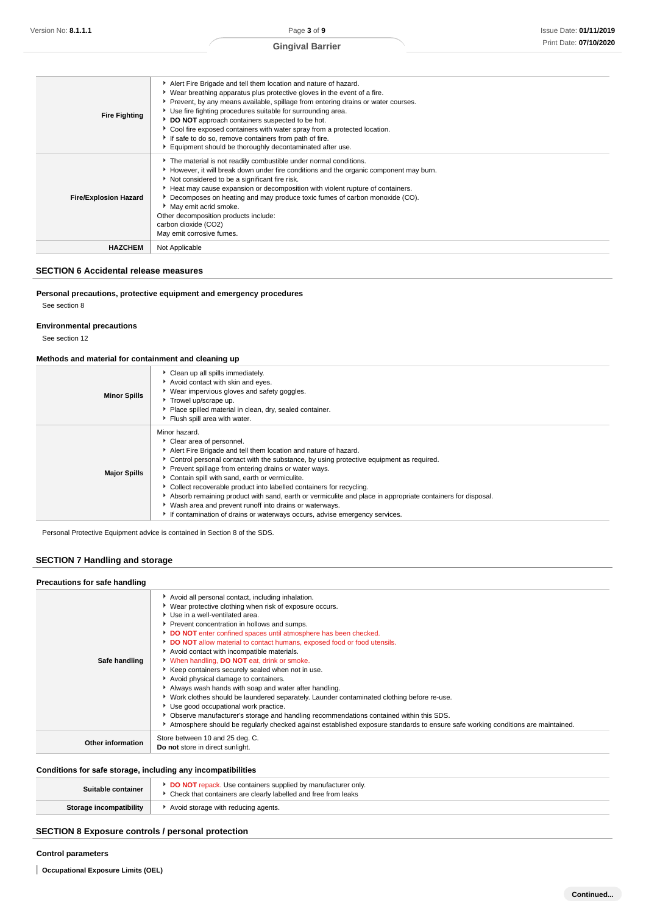| | |
|---|---|
| **Fire Fighting** | ▸ Alert Fire Brigade and tell them location and nature of hazard.<br>▸ Wear breathing apparatus plus protective gloves in the event of a fire.<br>▸ Prevent, by any means available, spillage from entering drains or water courses.<br>▸ Use fire fighting procedures suitable for surrounding area.<br>▸ **DO NOT** approach containers suspected to be hot.<br>▸ Cool fire exposed containers with water spray from a protected location.<br>▸ If safe to do so, remove containers from path of fire.<br>▸ Equipment should be thoroughly decontaminated after use. |
| **Fire/Explosion Hazard** | ▸ The material is not readily combustible under normal conditions.<br>▸ However, it will break down under fire conditions and the organic component may burn.<br>▸ Not considered to be a significant fire risk.<br>▸ Heat may cause expansion or decomposition with violent rupture of containers.<br>▸ Decomposes on heating and may produce toxic fumes of carbon monoxide (CO).<br>▸ May emit acrid smoke.<br>Other decomposition products include:<br>carbon dioxide ($CO_2$)<br>May emit corrosive fumes. |
| **HAZCHEM** | Not Applicable |

## SECTION 6 Accidental release measures

### Personal precautions, protective equipment and emergency procedures

See section 8

### Environmental precautions

See section 12

### Methods and material for containment and cleaning up

| | |
|---|---|
| **Minor Spills** | ▸ Clean up all spills immediately.<br>▸ Avoid contact with skin and eyes.<br>▸ Wear impervious gloves and safety goggles.<br>▸ Trowel up/scrape up.<br>▸ Place spilled material in clean, dry, sealed container.<br>▸ Flush spill area with water. |
| **Major Spills** | Minor hazard.<br>▸ Clear area of personnel.<br>▸ Alert Fire Brigade and tell them location and nature of hazard.<br>▸ Control personal contact with the substance, by using protective equipment as required.<br>▸ Prevent spillage from entering drains or water ways.<br>▸ Contain spill with sand, earth or vermiculite.<br>▸ Collect recoverable product into labelled containers for recycling.<br>▸ Absorb remaining product with sand, earth or vermiculite and place in appropriate containers for disposal.<br>▸ Wash area and prevent runoff into drains or waterways.<br>▸ If contamination of drains or waterways occurs, advise emergency services. |

Personal Protective Equipment advice is contained in Section 8 of the SDS.

## SECTION 7 Handling and storage

### Precautions for safe handling

| | |
|---|---|
| **Safe handling** | ▸ Avoid all personal contact, including inhalation.<br>▸ Wear protective clothing when risk of exposure occurs.<br>▸ Use in a well-ventilated area.<br>▸ Prevent concentration in hollows and sumps.<br>▸ **DO NOT** enter confined spaces until atmosphere has been checked.<br>▸ **DO NOT** allow material to contact humans, exposed food or food utensils.<br>▸ Avoid contact with incompatible materials.<br>▸ When handling, **DO NOT** eat, drink or smoke.<br>▸ Keep containers securely sealed when not in use.<br>▸ Avoid physical damage to containers.<br>▸ Always wash hands with soap and water after handling.<br>▸ Work clothes should be laundered separately. Launder contaminated clothing before re-use.<br>▸ Use good occupational work practice.<br>▸ Observe manufacturer's storage and handling recommendations contained within this SDS.<br>▸ Atmosphere should be regularly checked against established exposure standards to ensure safe working conditions are maintained. |
| **Other information** | Store between 10 and 25 deg. C.<br>**Do not** store in direct sunlight. |

### Conditions for safe storage, including any incompatibilities

| | |
|---|---|
| **Suitable container** | ▸ **DO NOT** repack. Use containers supplied by manufacturer only.<br>▸ Check that containers are clearly labelled and free from leaks |
| **Storage incompatibility** | ▸ Avoid storage with reducing agents. |

## SECTION 8 Exposure controls / personal protection

### Control parameters

**Occupational Exposure Limits (OEL)**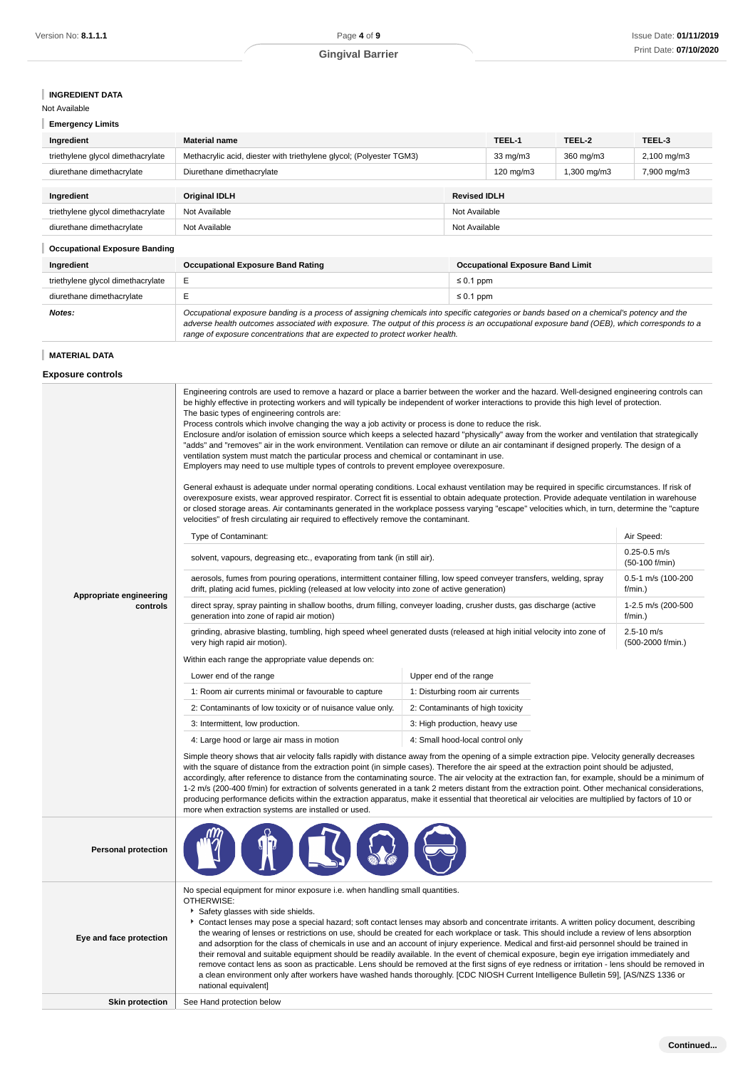## INGREDIENT DATA

Not Available

### Emergency Limits

| Ingredient | Material name | TEEL-1 | TEEL-2 | TEEL-3 |
|---|---|---|---|---|
| triethylene glycol dimethacrylate | Methacrylic acid, diester with triethylene glycol; (Polyester TGM3) | 33 mg/m3 | 360 mg/m3 | 2,100 mg/m3 |
| diurethane dimethacrylate | Diurethane dimethacrylate | 120 mg/m3 | 1,300 mg/m3 | 7,900 mg/m3 |

| Ingredient | Original IDLH | Revised IDLH |
|---|---|---|
| triethylene glycol dimethacrylate | Not Available | Not Available |
| diurethane dimethacrylate | Not Available | Not Available |

### Occupational Exposure Banding

| Ingredient | Occupational Exposure Band Rating | Occupational Exposure Band Limit |
|---|---|---|
| triethylene glycol dimethacrylate | E | ≤ 0.1 ppm |
| diurethane dimethacrylate | E | ≤ 0.1 ppm |
| ***Notes:*** | *Occupational exposure banding is a process of assigning chemicals into specific categories or bands based on a chemical's potency and the adverse health outcomes associated with exposure. The output of this process is an occupational exposure band (OEB), which corresponds to a range of exposure concentrations that are expected to protect worker health.* | |

## MATERIAL DATA

### Exposure controls

**Appropriate engineering controls**

Engineering controls are used to remove a hazard or place a barrier between the worker and the hazard. Well-designed engineering controls can be highly effective in protecting workers and will typically be independent of worker interactions to provide this high level of protection.
The basic types of engineering controls are:
Process controls which involve changing the way a job activity or process is done to reduce the risk.
Enclosure and/or isolation of emission source which keeps a selected hazard "physically" away from the worker and ventilation that strategically "adds" and "removes" air in the work environment. Ventilation can remove or dilute an air contaminant if designed properly. The design of a ventilation system must match the particular process and chemical or contaminant in use.
Employers may need to use multiple types of controls to prevent employee overexposure.

General exhaust is adequate under normal operating conditions. Local exhaust ventilation may be required in specific circumstances. If risk of overexposure exists, wear approved respirator. Correct fit is essential to obtain adequate protection. Provide adequate ventilation in warehouse or closed storage areas. Air contaminants generated in the workplace possess varying "escape" velocities which, in turn, determine the "capture velocities" of fresh circulating air required to effectively remove the contaminant.

| Type of Contaminant: | Air Speed: |
|---|---|
| solvent, vapours, degreasing etc., evaporating from tank (in still air). | 0.25-0.5 m/s (50-100 f/min) |
| aerosols, fumes from pouring operations, intermittent container filling, low speed conveyer transfers, welding, spray drift, plating acid fumes, pickling (released at low velocity into zone of active generation) | 0.5-1 m/s (100-200 f/min.) |
| direct spray, spray painting in shallow booths, drum filling, conveyer loading, crusher dusts, gas discharge (active generation into zone of rapid air motion) | 1-2.5 m/s (200-500 f/min.) |
| grinding, abrasive blasting, tumbling, high speed wheel generated dusts (released at high initial velocity into zone of very high rapid air motion). | 2.5-10 m/s (500-2000 f/min.) |

Within each range the appropriate value depends on:

| Lower end of the range | Upper end of the range |
|---|---|
| 1: Room air currents minimal or favourable to capture | 1: Disturbing room air currents |
| 2: Contaminants of low toxicity or of nuisance value only. | 2: Contaminants of high toxicity |
| 3: Intermittent, low production. | 3: High production, heavy use |
| 4: Large hood or large air mass in motion | 4: Small hood-local control only |

Simple theory shows that air velocity falls rapidly with distance away from the opening of a simple extraction pipe. Velocity generally decreases with the square of distance from the extraction point (in simple cases). Therefore the air speed at the extraction point should be adjusted, accordingly, after reference to distance from the contaminating source. The air velocity at the extraction fan, for example, should be a minimum of 1-2 m/s (200-400 f/min) for extraction of solvents generated in a tank 2 meters distant from the extraction point. Other mechanical considerations, producing performance deficits within the extraction apparatus, make it essential that theoretical air velocities are multiplied by factors of 10 or more when extraction systems are installed or used.

**Personal protection**

**Eye and face protection**

No special equipment for minor exposure i.e. when handling small quantities.
OTHERWISE:

- Safety glasses with side shields.
- Contact lenses may pose a special hazard; soft contact lenses may absorb and concentrate irritants. A written policy document, describing the wearing of lenses or restrictions on use, should be created for each workplace or task. This should include a review of lens absorption and adsorption for the class of chemicals in use and an account of injury experience. Medical and first-aid personnel should be trained in their removal and suitable equipment should be readily available. In the event of chemical exposure, begin eye irrigation immediately and remove contact lens as soon as practicable. Lens should be removed at the first signs of eye redness or irritation - lens should be removed in a clean environment only after workers have washed hands thoroughly. [CDC NIOSH Current Intelligence Bulletin 59], [AS/NZS 1336 or national equivalent]

**Skin protection**

See Hand protection below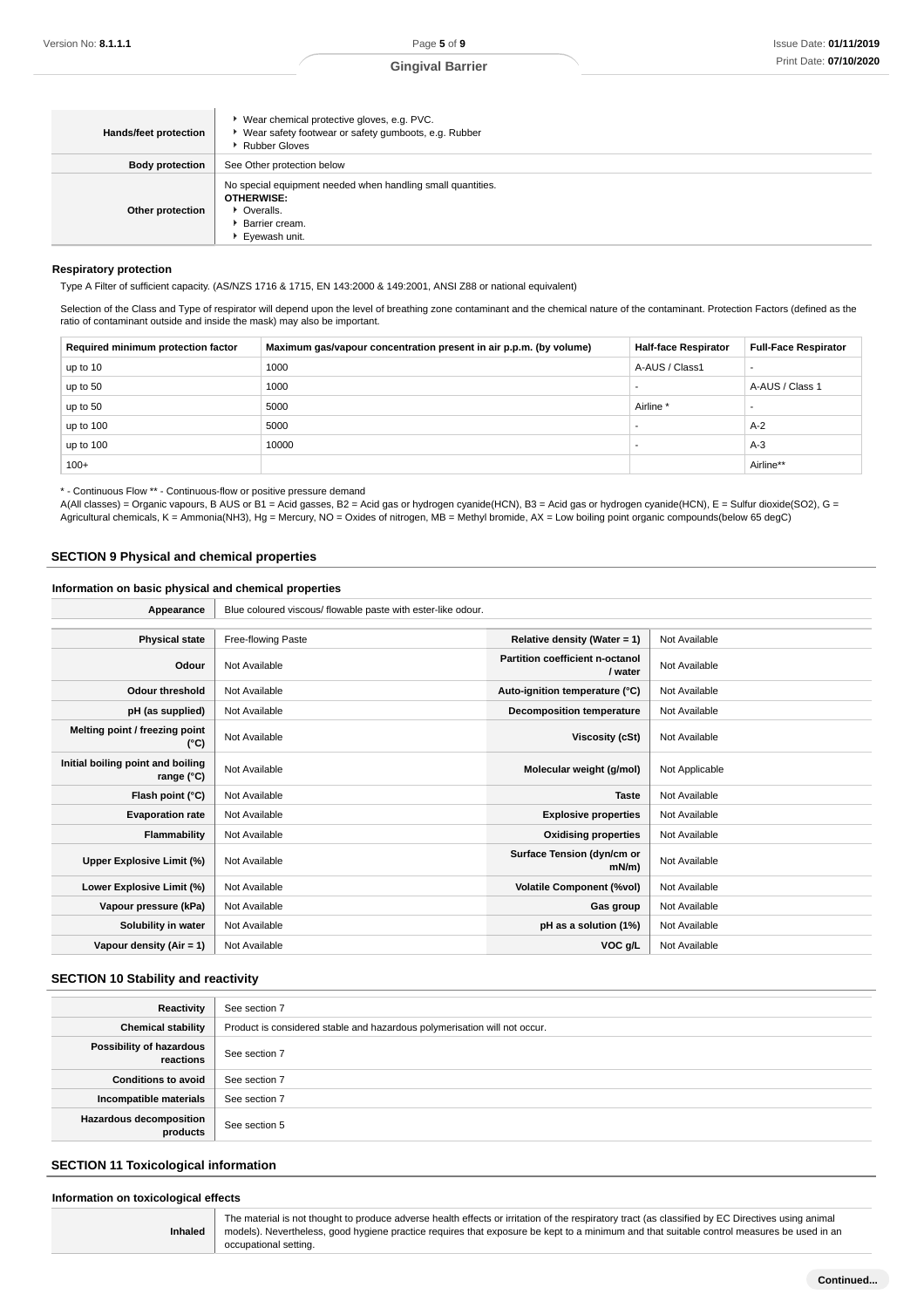| | |
|---|---|
| **Hands/feet protection** | - Wear chemical protective gloves, e.g. PVC.<br>- Wear safety footwear or safety gumboots, e.g. Rubber<br>- Rubber Gloves |
| **Body protection** | See Other protection below |
| **Other protection** | No special equipment needed when handling small quantities.<br>**OTHERWISE:**<br>- Overalls.<br>- Barrier cream.<br>- Eyewash unit. |

### Respiratory protection

Type A Filter of sufficient capacity. (AS/NZS 1716 & 1715, EN 143:2000 & 149:2001, ANSI Z88 or national equivalent)

Selection of the Class and Type of respirator will depend upon the level of breathing zone contaminant and the chemical nature of the contaminant. Protection Factors (defined as the ratio of contaminant outside and inside the mask) may also be important.

| Required minimum protection factor | Maximum gas/vapour concentration present in air p.p.m. (by volume) | Half-face Respirator | Full-Face Respirator |
|---|---|---|---|
| up to 10 | 1000 | A-AUS / Class1 | - |
| up to 50 | 1000 | - | A-AUS / Class 1 |
| up to 50 | 5000 | Airline * | - |
| up to 100 | 5000 | - | A-2 |
| up to 100 | 10000 | - | A-3 |
| 100+ | | | Airline** |

* - Continuous Flow ** - Continuous-flow or positive pressure demand

A(All classes) = Organic vapours, B AUS or B1 = Acid gasses, B2 = Acid gas or hydrogen cyanide(HCN), B3 = Acid gas or hydrogen cyanide(HCN), E = Sulfur dioxide($SO_2$), G = Agricultural chemicals, K = Ammonia($NH_3$), Hg = Mercury, NO = Oxides of nitrogen, MB = Methyl bromide, AX = Low boiling point organic compounds(below 65 degC)

## SECTION 9 Physical and chemical properties

### Information on basic physical and chemical properties

| | |
|---|---|
| **Appearance** | Blue coloured viscous/ flowable paste with ester-like odour. |

| | | | |
|---|---|---|---|
| **Physical state** | Free-flowing Paste | **Relative density (Water = 1)** | Not Available |
| **Odour** | Not Available | **Partition coefficient n-octanol / water** | Not Available |
| **Odour threshold** | Not Available | **Auto-ignition temperature (°C)** | Not Available |
| **pH (as supplied)** | Not Available | **Decomposition temperature** | Not Available |
| **Melting point / freezing point (°C)** | Not Available | **Viscosity (cSt)** | Not Available |
| **Initial boiling point and boiling range (°C)** | Not Available | **Molecular weight (g/mol)** | Not Applicable |
| **Flash point (°C)** | Not Available | **Taste** | Not Available |
| **Evaporation rate** | Not Available | **Explosive properties** | Not Available |
| **Flammability** | Not Available | **Oxidising properties** | Not Available |
| **Upper Explosive Limit (%)** | Not Available | **Surface Tension (dyn/cm or mN/m)** | Not Available |
| **Lower Explosive Limit (%)** | Not Available | **Volatile Component (%vol)** | Not Available |
| **Vapour pressure (kPa)** | Not Available | **Gas group** | Not Available |
| **Solubility in water** | Not Available | **pH as a solution (1%)** | Not Available |
| **Vapour density (Air = 1)** | Not Available | **VOC g/L** | Not Available |

## SECTION 10 Stability and reactivity

| | |
|---|---|
| **Reactivity** | See section 7 |
| **Chemical stability** | Product is considered stable and hazardous polymerisation will not occur. |
| **Possibility of hazardous reactions** | See section 7 |
| **Conditions to avoid** | See section 7 |
| **Incompatible materials** | See section 7 |
| **Hazardous decomposition products** | See section 5 |

## SECTION 11 Toxicological information

### Information on toxicological effects

| | |
|---|---|
| **Inhaled** | The material is not thought to produce adverse health effects or irritation of the respiratory tract (as classified by EC Directives using animal models). Nevertheless, good hygiene practice requires that exposure be kept to a minimum and that suitable control measures be used in an occupational setting. |

**Continued...**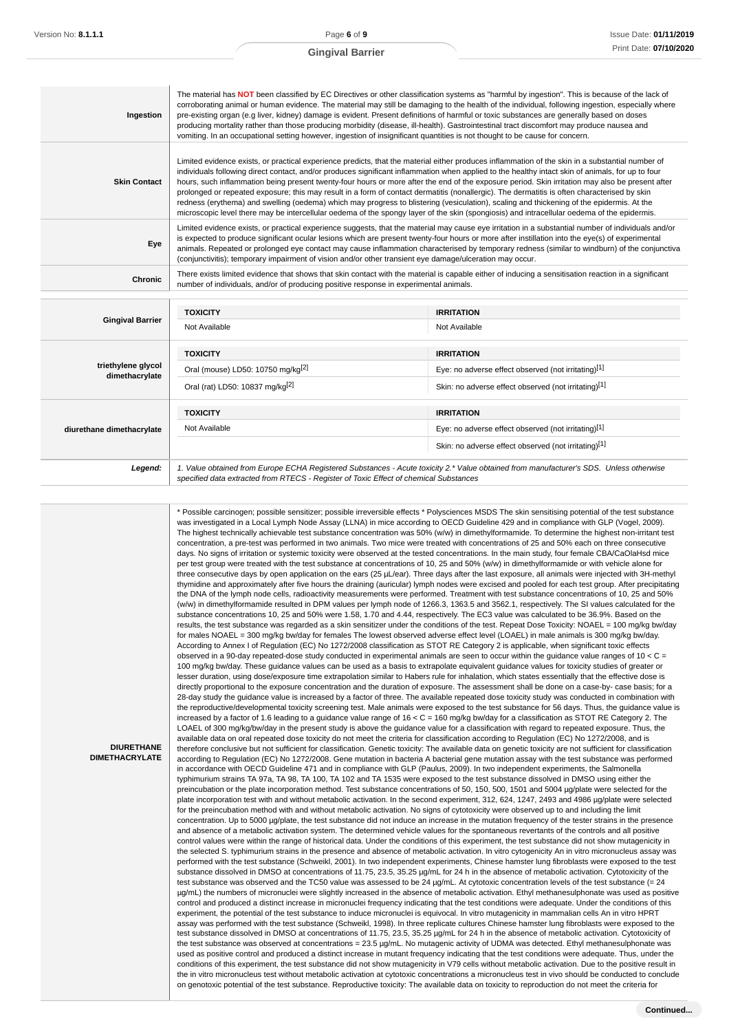| | |
|---|---|
| **Ingestion** | The material has **NOT** been classified by EC Directives or other classification systems as "harmful by ingestion". This is because of the lack of corroborating animal or human evidence. The material may still be damaging to the health of the individual, following ingestion, especially where pre-existing organ (e.g liver, kidney) damage is evident. Present definitions of harmful or toxic substances are generally based on doses producing mortality rather than those producing morbidity (disease, ill-health). Gastrointestinal tract discomfort may produce nausea and vomiting. In an occupational setting however, ingestion of insignificant quantities is not thought to be cause for concern. |
| **Skin Contact** | Limited evidence exists, or practical experience predicts, that the material either produces inflammation of the skin in a substantial number of individuals following direct contact, and/or produces significant inflammation when applied to the healthy intact skin of animals, for up to four hours, such inflammation being present twenty-four hours or more after the end of the exposure period. Skin irritation may also be present after prolonged or repeated exposure; this may result in a form of contact dermatitis (nonallergic). The dermatitis is often characterised by skin redness (erythema) and swelling (oedema) which may progress to blistering (vesiculation), scaling and thickening of the epidermis. At the microscopic level there may be intercellular oedema of the spongy layer of the skin (spongiosis) and intracellular oedema of the epidermis. |
| **Eye** | Limited evidence exists, or practical experience suggests, that the material may cause eye irritation in a substantial number of individuals and/or is expected to produce significant ocular lesions which are present twenty-four hours or more after instillation into the eye(s) of experimental animals. Repeated or prolonged eye contact may cause inflammation characterised by temporary redness (similar to windburn) of the conjunctiva (conjunctivitis); temporary impairment of vision and/or other transient eye damage/ulceration may occur. |
| **Chronic** | There exists limited evidence that shows that skin contact with the material is capable either of inducing a sensitisation reaction in a significant number of individuals, and/or of producing positive response in experimental animals. |

| | TOXICITY | IRRITATION |
|---|---|---|
| **Gingival Barrier** | Not Available | Not Available |
| **triethylene glycol dimethacrylate** | Oral (mouse) LD50: 10750 mg/kg[2] | Eye: no adverse effect observed (not irritating)[1] |
| | Oral (rat) LD50: 10837 mg/kg[2] | Skin: no adverse effect observed (not irritating)[1] |
| **diurethane dimethacrylate** | Not Available | Eye: no adverse effect observed (not irritating)[1] |
| | | Skin: no adverse effect observed (not irritating)[1] |
| ***Legend:*** | *1. Value obtained from Europe ECHA Registered Substances - Acute toxicity 2.\* Value obtained from manufacturer's SDS. Unless otherwise specified data extracted from RTECS - Register of Toxic Effect of chemical Substances* | |

| | |
|---|---|
| **DIURETHANE DIMETHACRYLATE** | * Possible carcinogen; possible sensitizer; possible irreversible effects * Polysciences MSDS The skin sensitising potential of the test substance was investigated in a Local Lymph Node Assay (LLNA) in mice according to OECD Guideline 429 and in compliance with GLP (Vogel, 2009). The highest technically achievable test substance concentration was 50% (w/w) in dimethylformamide. To determine the highest non-irritant test concentration, a pre-test was performed in two animals. Two mice were treated with concentrations of 25 and 50% each on three consecutive days. No signs of irritation or systemic toxicity were observed at the tested concentrations. In the main study, four female CBA/CaOlaHsd mice per test group were treated with the test substance at concentrations of 10, 25 and 50% (w/w) in dimethylformamide or with vehicle alone for three consecutive days by open application on the ears (25 µL/ear). Three days after the last exposure, all animals were injected with 3H-methyl thymidine and approximately after five hours the draining (auricular) lymph nodes were excised and pooled for each test group. After precipitating the DNA of the lymph node cells, radioactivity measurements were performed. Treatment with test substance concentrations of 10, 25 and 50% (w/w) in dimethylformamide resulted in DPM values per lymph node of 1266.3, 1363.5 and 3562.1, respectively. The SI values calculated for the substance concentrations 10, 25 and 50% were 1.58, 1.70 and 4.44, respectively. The EC3 value was calculated to be 36.9%. Based on the results, the test substance was regarded as a skin sensitizer under the conditions of the test. Repeat Dose Toxicity: NOAEL = 100 mg/kg bw/day for males NOAEL = 300 mg/kg bw/day for females The lowest observed adverse effect level (LOAEL) in male animals is 300 mg/kg bw/day. According to Annex I of Regulation (EC) No 1272/2008 classification as STOT RE Category 2 is applicable, when significant toxic effects observed in a 90-day repeated-dose study conducted in experimental animals are seen to occur within the guidance value ranges of 10 < C = 100 mg/kg bw/day. These guidance values can be used as a basis to extrapolate equivalent guidance values for toxicity studies of greater or lesser duration, using dose/exposure time extrapolation similar to Habers rule for inhalation, which states essentially that the effective dose is directly proportional to the exposure concentration and the duration of exposure. The assessment shall be done on a case-by- case basis; for a 28-day study the guidance value is increased by a factor of three. The available repeated dose toxicity study was conducted in combination with the reproductive/developmental toxicity screening test. Male animals were exposed to the test substance for 56 days. Thus, the guidance value is increased by a factor of 1.6 leading to a guidance value range of 16 < C = 160 mg/kg bw/day for a classification as STOT RE Category 2. The LOAEL of 300 mg/kg/bw/day in the present study is above the guidance value for a classification with regard to repeated exposure. Thus, the available data on oral repeated dose toxicity do not meet the criteria for classification according to Regulation (EC) No 1272/2008, and is therefore conclusive but not sufficient for classification. Genetic toxicity: The available data on genetic toxicity are not sufficient for classification according to Regulation (EC) No 1272/2008. Gene mutation in bacteria A bacterial gene mutation assay with the test substance was performed in accordance with OECD Guideline 471 and in compliance with GLP (Paulus, 2009). In two independent experiments, the Salmonella typhimurium strains TA 97a, TA 98, TA 100, TA 102 and TA 1535 were exposed to the test substance dissolved in DMSO using either the preincubation or the plate incorporation method. Test substance concentrations of 50, 150, 500, 1501 and 5004 µg/plate were selected for the plate incorporation test with and without metabolic activation. In the second experiment, 312, 624, 1247, 2493 and 4986 µg/plate were selected for the preincubation method with and without metabolic activation. No signs of cytotoxicity were observed up to and including the limit concentration. Up to 5000 µg/plate, the test substance did not induce an increase in the mutation frequency of the tester strains in the presence and absence of a metabolic activation system. The determined vehicle values for the spontaneous revertants of the controls and all positive control values were within the range of historical data. Under the conditions of this experiment, the test substance did not show mutagenicity in the selected S. typhimurium strains in the presence and absence of metabolic activation. In vitro cytogenicity An in vitro micronucleus assay was performed with the test substance (Schweikl, 2001). In two independent experiments, Chinese hamster lung fibroblasts were exposed to the test substance dissolved in DMSO at concentrations of 11.75, 23.5, 35.25 µg/mL for 24 h in the absence of metabolic activation. Cytotoxicity of the test substance was observed and the TC50 value was assessed to be 24 µg/mL. At cytotoxic concentration levels of the test substance (= 24 µg/mL) the numbers of micronuclei were slightly increased in the absence of metabolic activation. Ethyl methanesulphonate was used as positive control and produced a distinct increase in micronuclei frequency indicating that the test conditions were adequate. Under the conditions of this experiment, the potential of the test substance to induce micronuclei is equivocal. In vitro mutagenicity in mammalian cells An in vitro HPRT assay was performed with the test substance (Schweikl, 1998). In three replicate cultures Chinese hamster lung fibroblasts were exposed to the test substance dissolved in DMSO at concentrations of 11.75, 23.5, 35.25 µg/mL for 24 h in the absence of metabolic activation. Cytotoxicity of the test substance was observed at concentrations = 23.5 µg/mL. No mutagenic activity of UDMA was detected. Ethyl methanesulphonate was used as positive control and produced a distinct increase in mutant frequency indicating that the test conditions were adequate. Thus, under the conditions of this experiment, the test substance did not show mutagenicity in V79 cells without metabolic activation. Due to the positive result in the in vitro micronucleus test without metabolic activation at cytotoxic concentrations a micronucleus test in vivo should be conducted to conclude on genotopic potential of the test substance. Reproductive toxicity: The available data on toxicity to reproduction do not meet the criteria for |

**Continued...**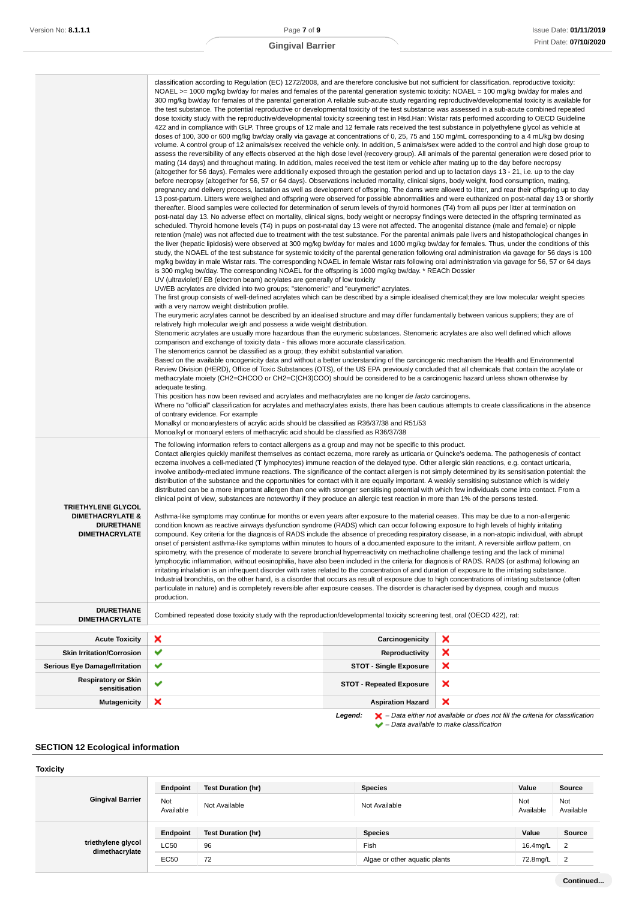| | |
|---|---|
| | classification according to Regulation (EC) 1272/2008, and are therefore conclusive but not sufficient for classification. reproductive toxicity: NOAEL >= 1000 mg/kg bw/day for males and females of the parental generation systemic toxicity: NOAEL = 100 mg/kg bw/day for males and 300 mg/kg bw/day for females of the parental generation A reliable sub-acute study regarding reproductive/developmental toxicity is available for the test substance. The potential reproductive or developmental toxicity of the test substance was assessed in a sub-acute combined repeated dose toxicity study with the reproductive/developmental toxicity screening test in Hsd.Han: Wistar rats performed according to OECD Guideline 422 and in compliance with GLP. Three groups of 12 male and 12 female rats received the test substance in polyethylene glycol as vehicle at doses of 100, 300 or 600 mg/kg bw/day orally via gavage at concentrations of 0, 25, 75 and 150 mg/mL corresponding to a 4 mL/kg bw dosing volume. A control group of 12 animals/sex received the vehicle only. In addition, 5 animals/sex were added to the control and high dose group to assess the reversibility of any effects observed at the high dose level (recovery group). All animals of the parental generation were dosed prior to mating (14 days) and throughout mating. In addition, males received the test item or vehicle after mating up to the day before necropsy (altogether for 56 days). Females were additionally exposed through the gestation period and up to lactation days 13 - 21, i.e. up to the day before necropsy (altogether for 56, 57 or 64 days). Observations included mortality, clinical signs, body weight, food consumption, mating, pregnancy and delivery process, lactation as well as development of offspring. The dams were allowed to litter, and rear their offspring up to day 13 post-partum. Litters were weighed and offspring were observed for possible abnormalities and were euthanized on post-natal day 13 or shortly thereafter. Blood samples were collected for determination of serum levels of thyroid hormones (T4) from all pups per litter at termination on post-natal day 13. No adverse effect on mortality, clinical signs, body weight or necropsy findings were detected in the offspring terminated as scheduled. Thyroid homone levels (T4) in pups on post-natal day 13 were not affected. The anogenital distance (male and female) or nipple retention (male) was not affected due to treatment with the test substance. For the parental animals pale livers and histopathological changes in the liver (hepatic lipidosis) were observed at 300 mg/kg bw/day for males and 1000 mg/kg bw/day for females. Thus, under the conditions of this study, the NOAEL of the test substance for systemic toxicity of the parental generation following oral administration via gavage for 56 days is 100 mg/kg bw/day in male Wistar rats. The corresponding NOAEL in female Wistar rats following oral administration via gavage for 56, 57 or 64 days is 300 mg/kg bw/day. The corresponding NOAEL for the offspring is 1000 mg/kg bw/day. * REACh Dossier<br>UV (ultraviolet)/ EB (electron beam) acrylates are generally of low toxicity<br>UV/EB acrylates are divided into two groups; "stenomeric" and "eurymeric" acrylates.<br>The first group consists of well-defined acrylates which can be described by a simple idealised chemical;they are low molecular weight species with a very narrow weight distribution profile.<br>The eurymeric acrylates cannot be described by an idealised structure and may differ fundamentally between various suppliers; they are of relatively high molecular weigh and possess a wide weight distribution.<br>Stenomeric acrylates are usually more hazardous than the eurymeric substances. Stenomeric acrylates are also well defined which allows comparison and exchange of toxicity data - this allows more accurate classification.<br>The stenomerics cannot be classified as a group; they exhibit substantial variation.<br>Based on the available oncogenicity data and without a better understanding of the carcinogenic mechanism the Health and Environmental Review Division (HERD), Office of Toxic Substances (OTS), of the US EPA previously concluded that all chemicals that contain the acrylate or methacrylate moiety (CH2=CHCOO or CH2=C(CH3)COO) should be considered to be a carcinogenic hazard unless shown otherwise by adequate testing.<br>This position has now been revised and acrylates and methacrylates are no longer *de facto* carcinogens.<br>Where no "official" classification for acrylates and methacrylates exists, there has been cautious attempts to create classifications in the absence of contrary evidence. For example<br>Monalkyl or monoarylesters of acrylic acids should be classified as R36/37/38 and R51/53<br>Monoalkyl or monoaryl esters of methacrylic acid should be classified as R36/37/38 |
| **TRIETHYLENE GLYCOL DIMETHACRYLATE & DIURETHANE DIMETHACRYLATE** | The following information refers to contact allergens as a group and may not be specific to this product.<br>Contact allergies quickly manifest themselves as contact eczema, more rarely as urticaria or Quincke's oedema. The pathogenesis of contact eczema involves a cell-mediated (T lymphocytes) immune reaction of the delayed type. Other allergic skin reactions, e.g. contact urticaria, involve antibody-mediated immune reactions. The significance of the contact allergen is not simply determined by its sensitisation potential: the distribution of the substance and the opportunities for contact with it are equally important. A weakly sensitising substance which is widely distributed can be a more important allergen than one with stronger sensitising potential with which few individuals come into contact. From a clinical point of view, substances are noteworthy if they produce an allergic test reaction in more than 1% of the persons tested.<br><br>Asthma-like symptoms may continue for months or even years after exposure to the material ceases. This may be due to a non-allergenic condition known as reactive airways dysfunction syndrome (RADS) which can occur following exposure to high levels of highly irritating compound. Key criteria for the diagnosis of RADS include the absence of preceding respiratory disease, in a non-atopic individual, with abrupt onset of persistent asthma-like symptoms within minutes to hours of a documented exposure to the irritant. A reversible airflow pattern, on spirometry, with the presence of moderate to severe bronchial hyperreactivity on methacholine challenge testing and the lack of minimal lymphocytic inflammation, without eosinophilia, have also been included in the criteria for diagnosis of RADS. RADS (or asthma) following an irritating inhalation is an infrequent disorder with rates related to the concentration of and duration of exposure to the irritating substance. Industrial bronchitis, on the other hand, is a disorder that occurs as result of exposure due to high concentrations of irritating substance (often particulate in nature) and is completely reversible after exposure ceases. The disorder is characterised by dyspnea, cough and mucus production. |
| **DIURETHANE DIMETHACRYLATE** | Combined repeated dose toxicity study with the reproduction/developmental toxicity screening test, oral (OECD 422), rat: |

| | | | |
|---|---|---|---|
| **Acute Toxicity** | ✘ | **Carcinogenicity** | ✘ |
| **Skin Irritation/Corrosion** | ✔ | **Reproductivity** | ✘ |
| **Serious Eye Damage/Irritation** | ✔ | **STOT - Single Exposure** | ✘ |
| **Respiratory or Skin sensitisation** | ✔ | **STOT - Repeated Exposure** | ✘ |
| **Mutagenicity** | ✘ | **Aspiration Hazard** | ✘ |

***Legend:*** ✘ *– Data either not available or does not fill the criteria for classification*
✔ *– Data available to make classification*

## SECTION 12 Ecological information

### Toxicity

| | Endpoint | Test Duration (hr) | Species | Value | Source |
|---|---|---|---|---|---|
| **Gingival Barrier** | Not Available | Not Available | Not Available | Not Available | Not Available |
| **triethylene glycol dimethacrylate** | **Endpoint** | **Test Duration (hr)** | **Species** | **Value** | **Source** |
| | LC50 | 96 | Fish | 16.4mg/L | 2 |
| | EC50 | 72 | Algae or other aquatic plants | 72.8mg/L | 2 |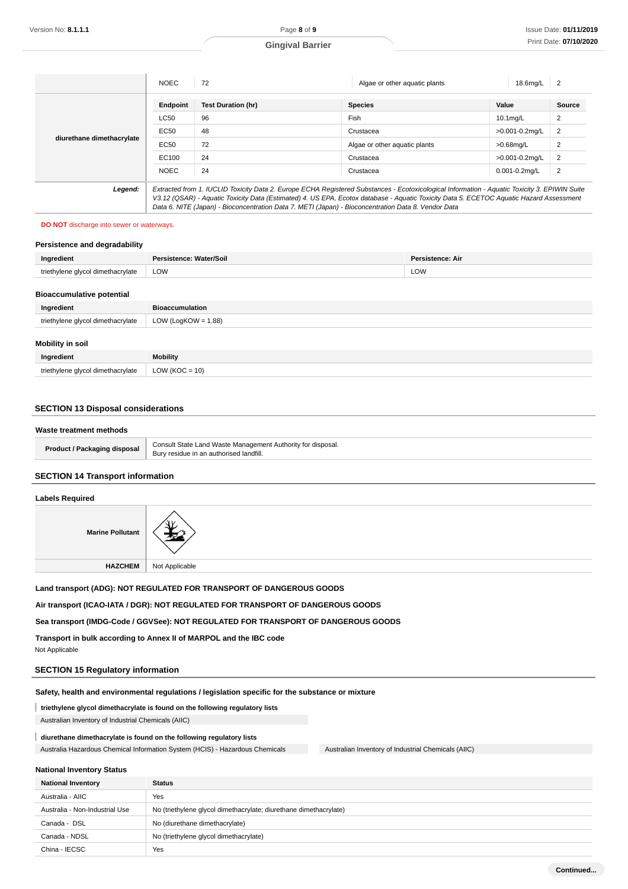| | Endpoint | Test Duration (hr) | Species | Value | Source |
|---|---|---|---|---|---|
| | NOEC | 72 | Algae or other aquatic plants | 18.6mg/L | 2 |
| diurethane dimethacrylate | LC50 | 96 | Fish | 10.1mg/L | 2 |
| | EC50 | 48 | Crustacea | >0.001-0.2mg/L | 2 |
| | EC50 | 72 | Algae or other aquatic plants | >0.68mg/L | 2 |
| | EC100 | 24 | Crustacea | >0.001-0.2mg/L | 2 |
| | NOEC | 24 | Crustacea | 0.001-0.2mg/L | 2 |
| ***Legend:*** | *Extracted from 1. IUCLID Toxicity Data 2. Europe ECHA Registered Substances - Ecotoxicological Information - Aquatic Toxicity 3. EPIWIN Suite V3.12 (QSAR) - Aquatic Toxicity Data (Estimated) 4. US EPA, Ecotox database - Aquatic Toxicity Data 5. ECETOC Aquatic Hazard Assessment Data 6. NITE (Japan) - Bioconcentration Data 7. METI (Japan) - Bioconcentration Data 8. Vendor Data* | | | | |

**DO NOT** discharge into sewer or waterways.

### Persistence and degradability

| Ingredient | Persistence: Water/Soil | Persistence: Air |
|---|---|---|
| triethylene glycol dimethacrylate | LOW | LOW |

### Bioaccumulative potential

| Ingredient | Bioaccumulation |
|---|---|
| triethylene glycol dimethacrylate | LOW (LogKOW = 1.88) |

### Mobility in soil

| Ingredient | Mobility |
|---|---|
| triethylene glycol dimethacrylate | LOW (KOC = 10) |

## SECTION 13 Disposal considerations

### Waste treatment methods

| | |
|---|---|
| **Product / Packaging disposal** | Consult State Land Waste Management Authority for disposal.<br>Bury residue in an authorised landfill. |

## SECTION 14 Transport information

### Labels Required

| | |
|---|---|
| **Marine Pollutant** | |
| **HAZCHEM** | Not Applicable |

**Land transport (ADG): NOT REGULATED FOR TRANSPORT OF DANGEROUS GOODS**

**Air transport (ICAO-IATA / DGR): NOT REGULATED FOR TRANSPORT OF DANGEROUS GOODS**

**Sea transport (IMDG-Code / GGVSee): NOT REGULATED FOR TRANSPORT OF DANGEROUS GOODS**

**Transport in bulk according to Annex II of MARPOL and the IBC code**

Not Applicable

## SECTION 15 Regulatory information

### Safety, health and environmental regulations / legislation specific for the substance or mixture

**triethylene glycol dimethacrylate is found on the following regulatory lists**

Australian Inventory of Industrial Chemicals (AIIC)

**diurethane dimethacrylate is found on the following regulatory lists**

Australia Hazardous Chemical Information System (HCIS) - Hazardous Chemicals

Australian Inventory of Industrial Chemicals (AIIC)

### National Inventory Status

| National Inventory | Status |
|---|---|
| Australia - AIIC | Yes |
| Australia - Non-Industrial Use | No (triethylene glycol dimethacrylate; diurethane dimethacrylate) |
| Canada - DSL | No (diurethane dimethacrylate) |
| Canada - NDSL | No (triethylene glycol dimethacrylate) |
| China - IECSC | Yes |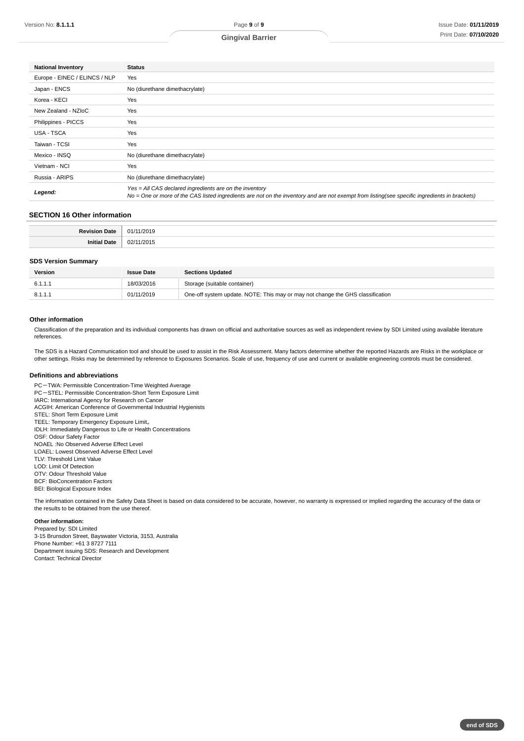| National Inventory | Status |
| --- | --- |
| Europe - EINEC / ELINCS / NLP | Yes |
| Japan - ENCS | No (diurethane dimethacrylate) |
| Korea - KECI | Yes |
| New Zealand - NZIoC | Yes |
| Philippines - PICCS | Yes |
| USA - TSCA | Yes |
| Taiwan - TCSI | Yes |
| Mexico - INSQ | No (diurethane dimethacrylate) |
| Vietnam - NCI | Yes |
| Russia - ARIPS | No (diurethane dimethacrylate) |
| ***Legend:*** | *Yes = All CAS declared ingredients are on the inventory*<br>*No = One or more of the CAS listed ingredients are not on the inventory and are not exempt from listing(see specific ingredients in brackets)* |

## SECTION 16 Other information

| | |
| --- | --- |
| **Revision Date** | 01/11/2019 |
| **Initial Date** | 02/11/2015 |

### SDS Version Summary

| Version | Issue Date | Sections Updated |
| --- | --- | --- |
| 6.1.1.1 | 18/03/2016 | Storage (suitable container) |
| 8.1.1.1 | 01/11/2019 | One-off system update. NOTE: This may or may not change the GHS classification |

### Other information

Classification of the preparation and its individual components has drawn on official and authoritative sources as well as independent review by SDI Limited using available literature references.

The SDS is a Hazard Communication tool and should be used to assist in the Risk Assessment. Many factors determine whether the reported Hazards are Risks in the workplace or other settings. Risks may be determined by reference to Exposures Scenarios. Scale of use, frequency of use and current or available engineering controls must be considered.

### Definitions and abbreviations

PC－TWA: Permissible Concentration-Time Weighted Average
PC－STEL: Permissible Concentration-Short Term Exposure Limit
IARC: International Agency for Research on Cancer
ACGIH: American Conference of Governmental Industrial Hygienists
STEL: Short Term Exposure Limit
TEEL: Temporary Emergency Exposure Limit。
IDLH: Immediately Dangerous to Life or Health Concentrations
OSF: Odour Safety Factor
NOAEL :No Observed Adverse Effect Level
LOAEL: Lowest Observed Adverse Effect Level
TLV: Threshold Limit Value
LOD: Limit Of Detection
OTV: Odour Threshold Value
BCF: BioConcentration Factors
BEI: Biological Exposure Index

The information contained in the Safety Data Sheet is based on data considered to be accurate, however, no warranty is expressed or implied regarding the accuracy of the data or the results to be obtained from the use thereof.

**Other information:**
Prepared by: SDI Limited
3-15 Brunsdon Street, Bayswater Victoria, 3153, Australia
Phone Number: +61 3 8727 7111
Department issuing SDS: Research and Development
Contact: Technical Director

end of SDS